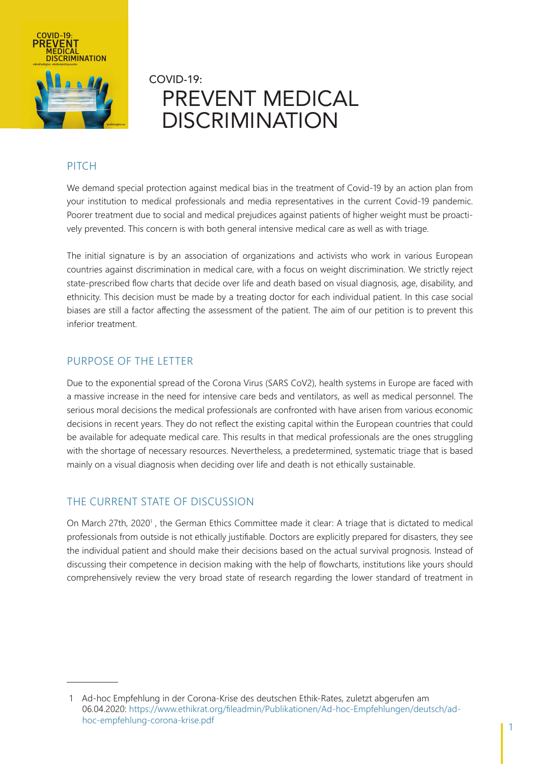# COVID-19: PREVENT MEDICAL DISCRIMINATION

## PITCH

We demand special protection against medical bias in the treatment of Covid-19 by an action plan from your institution to medical professionals and media representatives in the current Covid-19 pandemic. Poorer treatment due to social and medical prejudices against patients of higher weight must be proactively prevented. This concern is with both general intensive medical care as well as with triage.

The initial signature is by an association of organizations and activists who work in various European countries against discrimination in medical care, with a focus on weight discrimination. We strictly reject state-prescribed flow charts that decide over life and death based on visual diagnosis, age, disability, and ethnicity. This decision must be made by a treating doctor for each individual patient. In this case social biases are still a factor affecting the assessment of the patient. The aim of our petition is to prevent this inferior treatment.

## PURPOSE OF THE LETTER

Due to the exponential spread of the Corona Virus (SARS CoV2), health systems in Europe are faced with a massive increase in the need for intensive care beds and ventilators, as well as medical personnel. The serious moral decisions the medical professionals are confronted with have arisen from various economic decisions in recent years. They do not reflect the existing capital within the European countries that could be available for adequate medical care. This results in that medical professionals are the ones struggling with the shortage of necessary resources. Nevertheless, a predetermined, systematic triage that is based mainly on a visual diagnosis when deciding over life and death is not ethically sustainable.

## THE CURRENT STATE OF DISCUSSION

On March 27th, 2020[1] , the German Ethics Committee made it clear: A triage that is dictated to medical professionals from outside is not ethically justifiable. Doctors are explicitly prepared for disasters, they see the individual patient and should make their decisions based on the actual survival prognosis. Instead of discussing their competence in decision making with the help of flowcharts, institutions like yours should comprehensively review the very broad state of research regarding the lower standard of treatment in

---

1 Ad-hoc Empfehlung in der Corona-Krise des deutschen Ethik-Rates, zuletzt abgerufen am 06.04.2020: https://www.ethikrat.org/fileadmin/Publikationen/Ad-hoc-Empfehlungen/deutsch/ad-hoc-empfehlung-corona-krise.pdf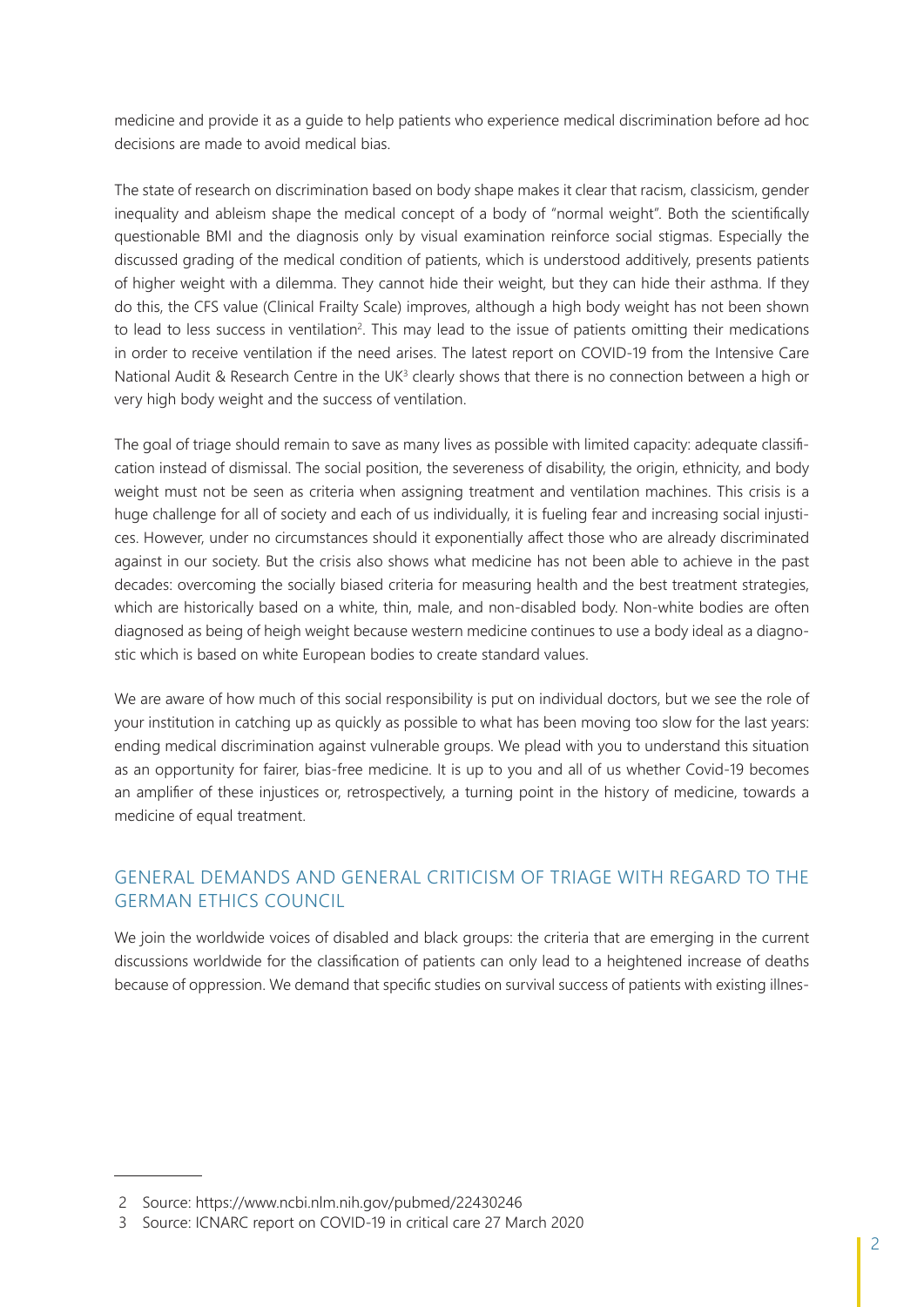medicine and provide it as a guide to help patients who experience medical discrimination before ad hoc decisions are made to avoid medical bias.

The state of research on discrimination based on body shape makes it clear that racism, classicism, gender inequality and ableism shape the medical concept of a body of "normal weight". Both the scientifically questionable BMI and the diagnosis only by visual examination reinforce social stigmas. Especially the discussed grading of the medical condition of patients, which is understood additively, presents patients of higher weight with a dilemma. They cannot hide their weight, but they can hide their asthma. If they do this, the CFS value (Clinical Frailty Scale) improves, although a high body weight has not been shown to lead to less success in ventilation[2]. This may lead to the issue of patients omitting their medications in order to receive ventilation if the need arises. The latest report on COVID-19 from the Intensive Care National Audit & Research Centre in the UK[3] clearly shows that there is no connection between a high or very high body weight and the success of ventilation.

The goal of triage should remain to save as many lives as possible with limited capacity: adequate classification instead of dismissal. The social position, the severeness of disability, the origin, ethnicity, and body weight must not be seen as criteria when assigning treatment and ventilation machines. This crisis is a huge challenge for all of society and each of us individually, it is fueling fear and increasing social injustices. However, under no circumstances should it exponentially affect those who are already discriminated against in our society. But the crisis also shows what medicine has not been able to achieve in the past decades: overcoming the socially biased criteria for measuring health and the best treatment strategies, which are historically based on a white, thin, male, and non-disabled body. Non-white bodies are often diagnosed as being of heigh weight because western medicine continues to use a body ideal as a diagnostic which is based on white European bodies to create standard values.

We are aware of how much of this social responsibility is put on individual doctors, but we see the role of your institution in catching up as quickly as possible to what has been moving too slow for the last years: ending medical discrimination against vulnerable groups. We plead with you to understand this situation as an opportunity for fairer, bias-free medicine. It is up to you and all of us whether Covid-19 becomes an amplifier of these injustices or, retrospectively, a turning point in the history of medicine, towards a medicine of equal treatment.

## GENERAL DEMANDS AND GENERAL CRITICISM OF TRIAGE WITH REGARD TO THE GERMAN ETHICS COUNCIL

We join the worldwide voices of disabled and black groups: the criteria that are emerging in the current discussions worldwide for the classification of patients can only lead to a heightened increase of deaths because of oppression. We demand that specific studies on survival success of patients with existing illnes-

---

2 Source: https://www.ncbi.nlm.nih.gov/pubmed/22430246

3 Source: ICNARC report on COVID-19 in critical care 27 March 2020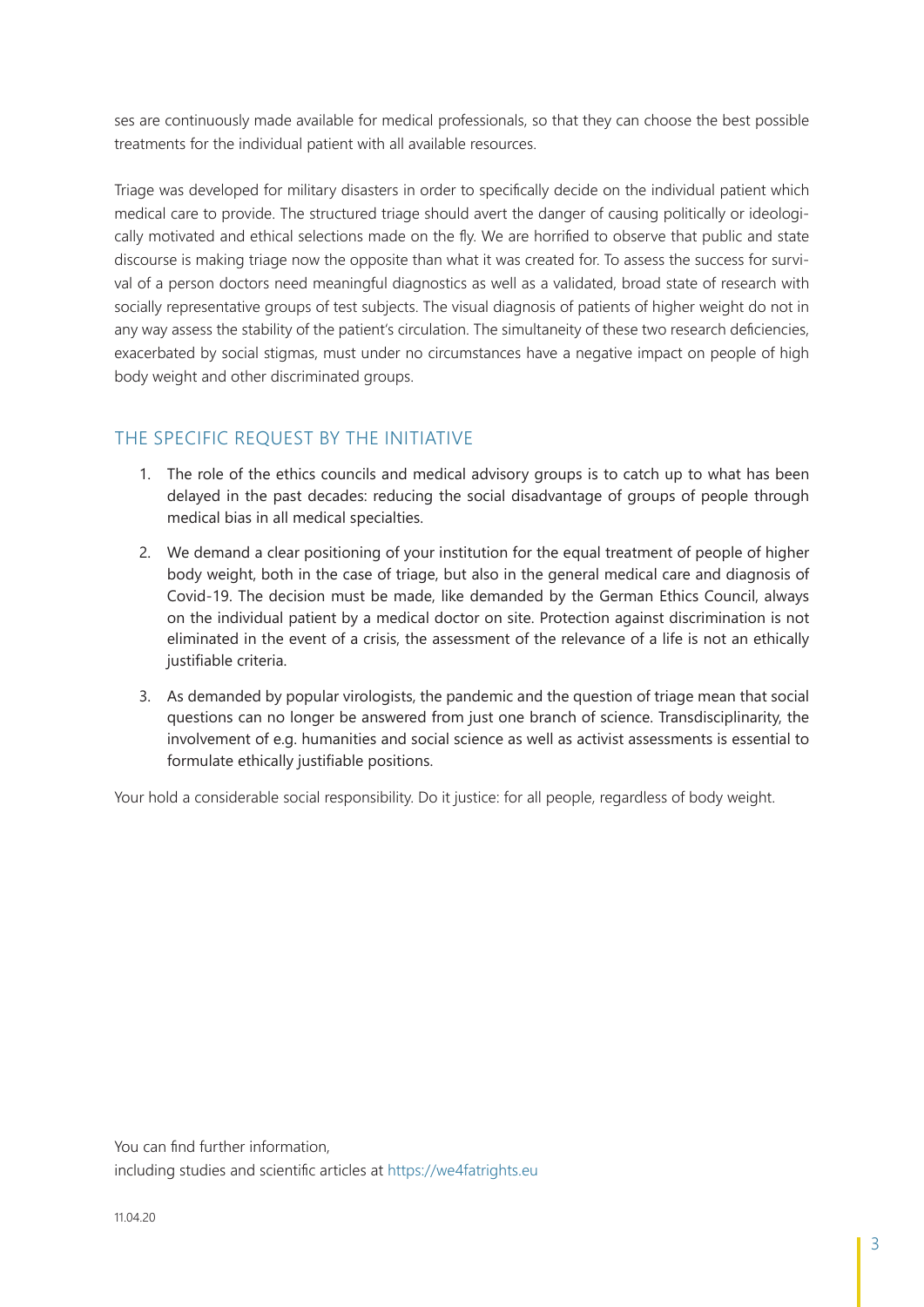ses are continuously made available for medical professionals, so that they can choose the best possible treatments for the individual patient with all available resources.

Triage was developed for military disasters in order to specifically decide on the individual patient which medical care to provide. The structured triage should avert the danger of causing politically or ideologically motivated and ethical selections made on the fly. We are horrified to observe that public and state discourse is making triage now the opposite than what it was created for. To assess the success for survival of a person doctors need meaningful diagnostics as well as a validated, broad state of research with socially representative groups of test subjects. The visual diagnosis of patients of higher weight do not in any way assess the stability of the patient's circulation. The simultaneity of these two research deficiencies, exacerbated by social stigmas, must under no circumstances have a negative impact on people of high body weight and other discriminated groups.

## THE SPECIFIC REQUEST BY THE INITIATIVE

1. The role of the ethics councils and medical advisory groups is to catch up to what has been delayed in the past decades: reducing the social disadvantage of groups of people through medical bias in all medical specialties.
2. We demand a clear positioning of your institution for the equal treatment of people of higher body weight, both in the case of triage, but also in the general medical care and diagnosis of Covid-19. The decision must be made, like demanded by the German Ethics Council, always on the individual patient by a medical doctor on site. Protection against discrimination is not eliminated in the event of a crisis, the assessment of the relevance of a life is not an ethically justifiable criteria.
3. As demanded by popular virologists, the pandemic and the question of triage mean that social questions can no longer be answered from just one branch of science. Transdisciplinarity, the involvement of e.g. humanities and social science as well as activist assessments is essential to formulate ethically justifiable positions.

Your hold a considerable social responsibility. Do it justice: for all people, regardless of body weight.

You can find further information,
including studies and scientific articles at https://we4fatrights.eu

11.04.20